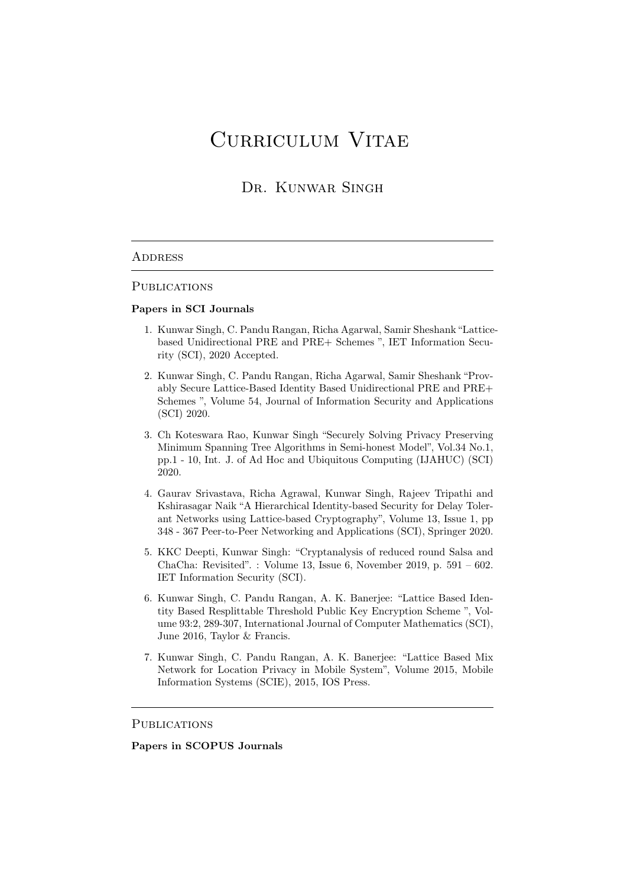# Curriculum Vitae

## Dr. Kunwar Singh

---

## Address

---

## Publications

**Papers in SCI Journals**

1. Kunwar Singh, C. Pandu Rangan, Richa Agarwal, Samir Sheshank "Lattice-based Unidirectional PRE and PRE+ Schemes ", IET Information Security (SCI), 2020 Accepted.

2. Kunwar Singh, C. Pandu Rangan, Richa Agarwal, Samir Sheshank "Provably Secure Lattice-Based Identity Based Unidirectional PRE and PRE+ Schemes ", Volume 54, Journal of Information Security and Applications (SCI) 2020.

3. Ch Koteswara Rao, Kunwar Singh "Securely Solving Privacy Preserving Minimum Spanning Tree Algorithms in Semi-honest Model", Vol.34 No.1, pp.1 - 10, Int. J. of Ad Hoc and Ubiquitous Computing (IJAHUC) (SCI) 2020.

4. Gaurav Srivastava, Richa Agrawal, Kunwar Singh, Rajeev Tripathi and Kshirasagar Naik "A Hierarchical Identity-based Security for Delay Tolerant Networks using Lattice-based Cryptography", Volume 13, Issue 1, pp 348 - 367 Peer-to-Peer Networking and Applications (SCI), Springer 2020.

5. KKC Deepti, Kunwar Singh: "Cryptanalysis of reduced round Salsa and ChaCha: Revisited". : Volume 13, Issue 6, November 2019, p. 591 – 602. IET Information Security (SCI).

6. Kunwar Singh, C. Pandu Rangan, A. K. Banerjee: "Lattice Based Identity Based Resplittable Threshold Public Key Encryption Scheme ", Volume 93:2, 289-307, International Journal of Computer Mathematics (SCI), June 2016, Taylor & Francis.

7. Kunwar Singh, C. Pandu Rangan, A. K. Banerjee: "Lattice Based Mix Network for Location Privacy in Mobile System", Volume 2015, Mobile Information Systems (SCIE), 2015, IOS Press.

---

## Publications

**Papers in SCOPUS Journals**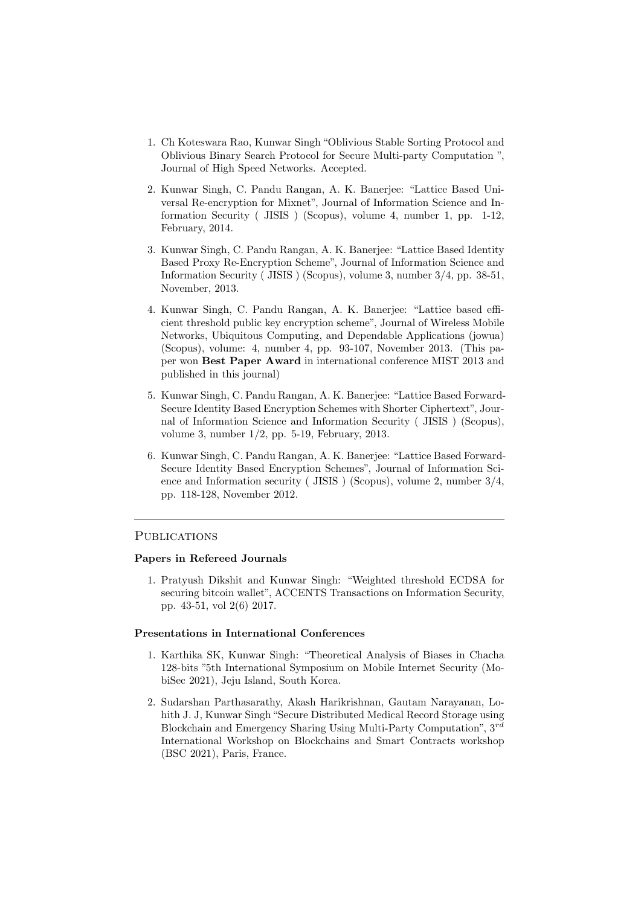1. Ch Koteswara Rao, Kunwar Singh "Oblivious Stable Sorting Protocol and Oblivious Binary Search Protocol for Secure Multi-party Computation ", Journal of High Speed Networks. Accepted.

2. Kunwar Singh, C. Pandu Rangan, A. K. Banerjee: "Lattice Based Universal Re-encryption for Mixnet", Journal of Information Science and Information Security ( JISIS ) (Scopus), volume 4, number 1, pp. 1-12, February, 2014.

3. Kunwar Singh, C. Pandu Rangan, A. K. Banerjee: "Lattice Based Identity Based Proxy Re-Encryption Scheme", Journal of Information Science and Information Security ( JISIS ) (Scopus), volume 3, number 3/4, pp. 38-51, November, 2013.

4. Kunwar Singh, C. Pandu Rangan, A. K. Banerjee: "Lattice based efficient threshold public key encryption scheme", Journal of Wireless Mobile Networks, Ubiquitous Computing, and Dependable Applications (jowua) (Scopus), volume: 4, number 4, pp. 93-107, November 2013. (This paper won **Best Paper Award** in international conference MIST 2013 and published in this journal)

5. Kunwar Singh, C. Pandu Rangan, A. K. Banerjee: "Lattice Based Forward-Secure Identity Based Encryption Schemes with Shorter Ciphertext", Journal of Information Science and Information Security ( JISIS ) (Scopus), volume 3, number 1/2, pp. 5-19, February, 2013.

6. Kunwar Singh, C. Pandu Rangan, A. K. Banerjee: "Lattice Based Forward-Secure Identity Based Encryption Schemes", Journal of Information Science and Information security ( JISIS ) (Scopus), volume 2, number 3/4, pp. 118-128, November 2012.

---

## Publications

### Papers in Refereed Journals

1. Pratyush Dikshit and Kunwar Singh: "Weighted threshold ECDSA for securing bitcoin wallet", ACCENTS Transactions on Information Security, pp. 43-51, vol 2(6) 2017.

### Presentations in International Conferences

1. Karthika SK, Kunwar Singh: "Theoretical Analysis of Biases in Chacha 128-bits "5th International Symposium on Mobile Internet Security (MobiSec 2021), Jeju Island, South Korea.

2. Sudarshan Parthasarathy, Akash Harikrishnan, Gautam Narayanan, Lohith J. J, Kunwar Singh "Secure Distributed Medical Record Storage using Blockchain and Emergency Sharing Using Multi-Party Computation", $3^{rd}$ International Workshop on Blockchains and Smart Contracts workshop (BSC 2021), Paris, France.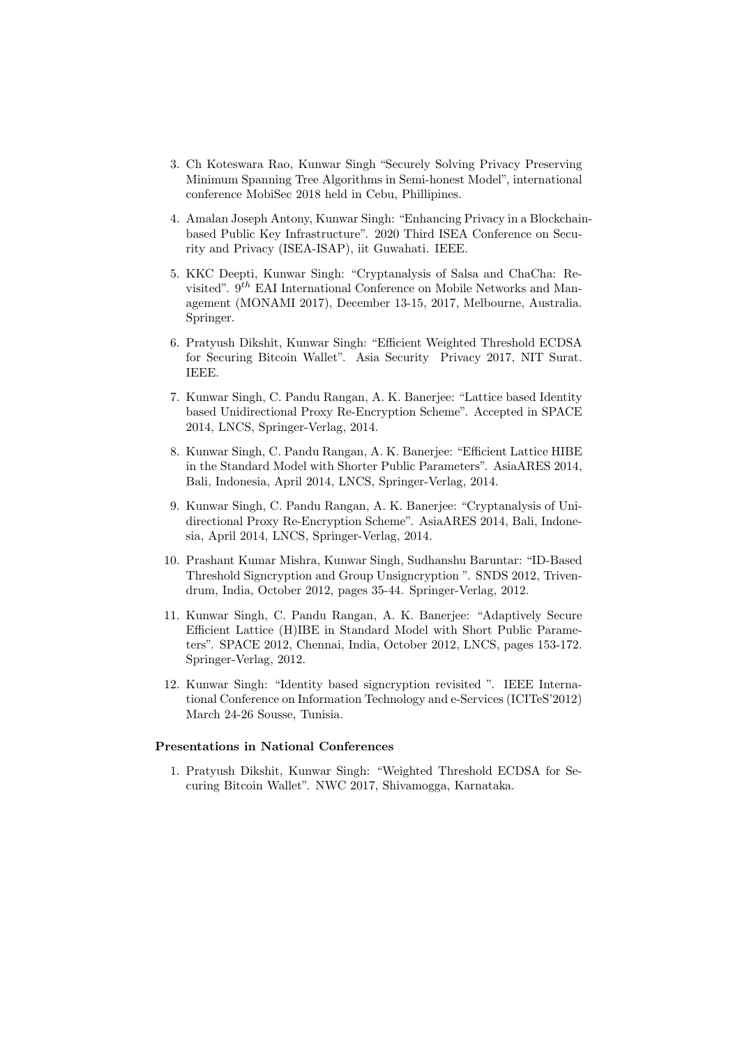3. Ch Koteswara Rao, Kunwar Singh "Securely Solving Privacy Preserving Minimum Spanning Tree Algorithms in Semi-honest Model", international conference MobiSec 2018 held in Cebu, Phillipines.

4. Amalan Joseph Antony, Kunwar Singh: "Enhancing Privacy in a Blockchain-based Public Key Infrastructure". 2020 Third ISEA Conference on Security and Privacy (ISEA-ISAP), iit Guwahati. IEEE.

5. KKC Deepti, Kunwar Singh: "Cryptanalysis of Salsa and ChaCha: Revisited". $9^{th}$ EAI International Conference on Mobile Networks and Management (MONAMI 2017), December 13-15, 2017, Melbourne, Australia. Springer.

6. Pratyush Dikshit, Kunwar Singh: "Efficient Weighted Threshold ECDSA for Securing Bitcoin Wallet". Asia Security Privacy 2017, NIT Surat. IEEE.

7. Kunwar Singh, C. Pandu Rangan, A. K. Banerjee: "Lattice based Identity based Unidirectional Proxy Re-Encryption Scheme". Accepted in SPACE 2014, LNCS, Springer-Verlag, 2014.

8. Kunwar Singh, C. Pandu Rangan, A. K. Banerjee: "Efficient Lattice HIBE in the Standard Model with Shorter Public Parameters". AsiaARES 2014, Bali, Indonesia, April 2014, LNCS, Springer-Verlag, 2014.

9. Kunwar Singh, C. Pandu Rangan, A. K. Banerjee: "Cryptanalysis of Unidirectional Proxy Re-Encryption Scheme". AsiaARES 2014, Bali, Indonesia, April 2014, LNCS, Springer-Verlag, 2014.

10. Prashant Kumar Mishra, Kunwar Singh, Sudhanshu Baruntar: "ID-Based Threshold Signcryption and Group Unsigncryption ". SNDS 2012, Trivendrum, India, October 2012, pages 35-44. Springer-Verlag, 2012.

11. Kunwar Singh, C. Pandu Rangan, A. K. Banerjee: "Adaptively Secure Efficient Lattice (H)IBE in Standard Model with Short Public Parameters". SPACE 2012, Chennai, India, October 2012, LNCS, pages 153-172. Springer-Verlag, 2012.

12. Kunwar Singh: "Identity based signcryption revisited ". IEEE International Conference on Information Technology and e-Services (ICITeS'2012) March 24-26 Sousse, Tunisia.

**Presentations in National Conferences**

1. Pratyush Dikshit, Kunwar Singh: "Weighted Threshold ECDSA for Securing Bitcoin Wallet". NWC 2017, Shivamogga, Karnataka.